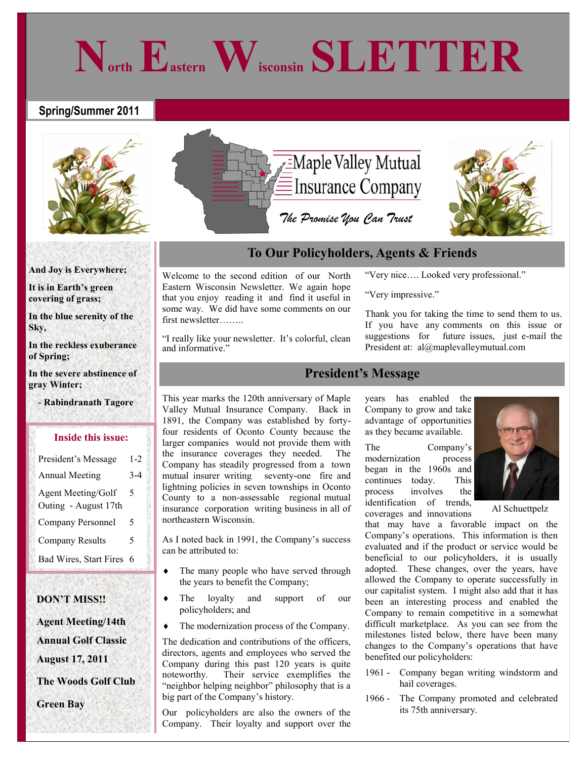# North Eastern Wisconsin SLETTER

**Spring/Summer 2011**

Maple Valley Mutual Insurance Company

*The Promise You Can Trust*

**And Joy is Everywhere;**

**It is in Earth's green covering of grass;**

**In the blue serenity of the Sky,**

**In the reckless exuberance of Spring;**

**In the severe abstinence of gray Winter;**

**- Rabindranath Tagore**

### Inside this issue:

| | |
|---|---|
| President's Message | 1-2 |
| Annual Meeting | 3-4 |
| Agent Meeting/Golf Outing - August 17th | 5 |
| Company Personnel | 5 |
| Company Results | 5 |
| Bad Wires, Start Fires | 6 |

**DON'T MISS!!**

**Agent Meeting/14th Annual Golf Classic**

**August 17, 2011**

**The Woods Golf Club**

**Green Bay**

## To Our Policyholders, Agents & Friends

Welcome to the second edition of our North Eastern Wisconsin Newsletter. We again hope that you enjoy reading it and find it useful in some way. We did have some comments on our first newsletter……..

"I really like your newsletter. It's colorful, clean and informative."

"Very nice…. Looked very professional."

"Very impressive."

Thank you for taking the time to send them to us. If you have any comments on this issue or suggestions for future issues, just e-mail the President at: al@maplevalleymutual.com

## President's Message

This year marks the 120th anniversary of Maple Valley Mutual Insurance Company. Back in 1891, the Company was established by forty-four residents of Oconto County because the larger companies would not provide them with the insurance coverages they needed. The Company has steadily progressed from a town mutual insurer writing seventy-one fire and lightning policies in seven townships in Oconto County to a non-assessable regional mutual insurance corporation writing business in all of northeastern Wisconsin.

As I noted back in 1991, the Company's success can be attributed to:

- The many people who have served through the years to benefit the Company;
- The loyalty and support of our policyholders; and
- The modernization process of the Company.

The dedication and contributions of the officers, directors, agents and employees who served the Company during this past 120 years is quite noteworthy. Their service exemplifies the "neighbor helping neighbor" philosophy that is a big part of the Company's history.

Our policyholders are also the owners of the Company. Their loyalty and support over the years has enabled the Company to grow and take advantage of opportunities as they became available.

Al Schuettpelz

The Company's modernization process began in the 1960s and continues today. This process involves the identification of trends, coverages and innovations that may have a favorable impact on the Company's operations. This information is then evaluated and if the product or service would be beneficial to our policyholders, it is usually adopted. These changes, over the years, have allowed the Company to operate successfully in our capitalist system. I might also add that it has been an interesting process and enabled the Company to remain competitive in a somewhat difficult marketplace. As you can see from the milestones listed below, there have been many changes to the Company's operations that have benefited our policyholders:

1961 - Company began writing windstorm and hail coverages.

1966 - The Company promoted and celebrated its 75th anniversary.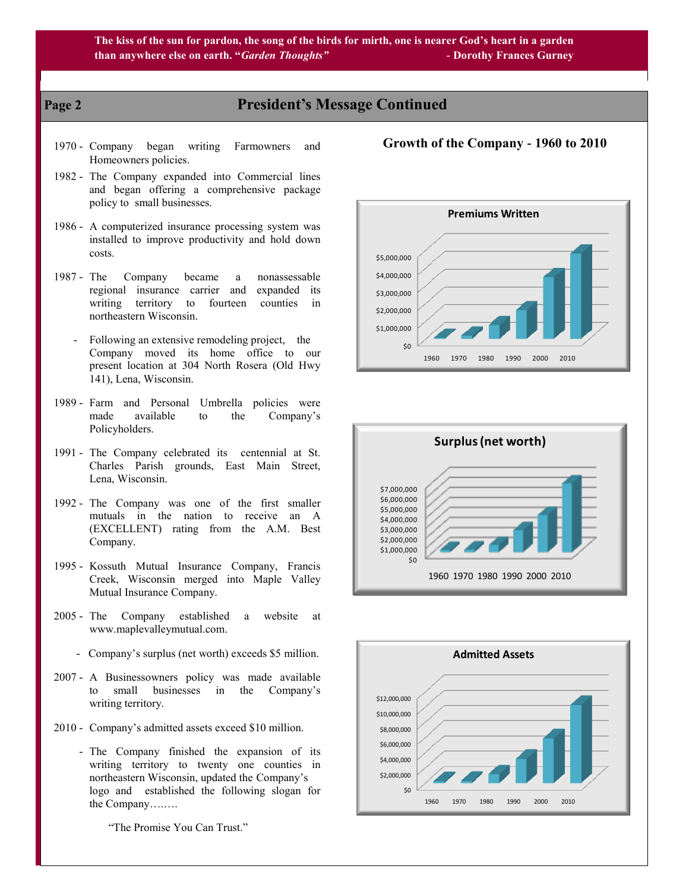The kiss of the sun for pardon, the song of the birds for mirth, one is nearer God's heart in a garden than anywhere else on earth. "*Garden Thoughts*" - Dorothy Frances Gurney

## President's Message Continued

1970 - Company began writing Farmowners and Homeowners policies.

1982 - The Company expanded into Commercial lines and began offering a comprehensive package policy to small businesses.

1986 - A computerized insurance processing system was installed to improve productivity and hold down costs.

1987 - The Company became a nonassessable regional insurance carrier and expanded its writing territory to fourteen counties in northeastern Wisconsin.

- Following an extensive remodeling project, the Company moved its home office to our present location at 304 North Rosera (Old Hwy 141), Lena, Wisconsin.

1989 - Farm and Personal Umbrella policies were made available to the Company's Policyholders.

1991 - The Company celebrated its centennial at St. Charles Parish grounds, East Main Street, Lena, Wisconsin.

1992 - The Company was one of the first smaller mutuals in the nation to receive an A (EXCELLENT) rating from the A.M. Best Company.

1995 - Kossuth Mutual Insurance Company, Francis Creek, Wisconsin merged into Maple Valley Mutual Insurance Company.

2005 - The Company established a website at www.maplevalleymutual.com.

- Company's surplus (net worth) exceeds $5 million.

2007 - A Businessowners policy was made available to small businesses in the Company's writing territory.

2010 - Company's admitted assets exceed $10 million.

- The Company finished the expansion of its writing territory to twenty one counties in northeastern Wisconsin, updated the Company's logo and established the following slogan for the Company……..

"The Promise You Can Trust."

### Growth of the Company - 1960 to 2010

**Premiums Written** (chart: 1960, 1970, 1980, 1990, 2000, 2010; axis $0 – $5,000,000)

**Surplus (net worth)** (chart: 1960, 1970, 1980, 1990, 2000, 2010; axis $0 – $7,000,000)

**Admitted Assets** (chart: 1960, 1970, 1980, 1990, 2000, 2010; axis $0 – $12,000,000)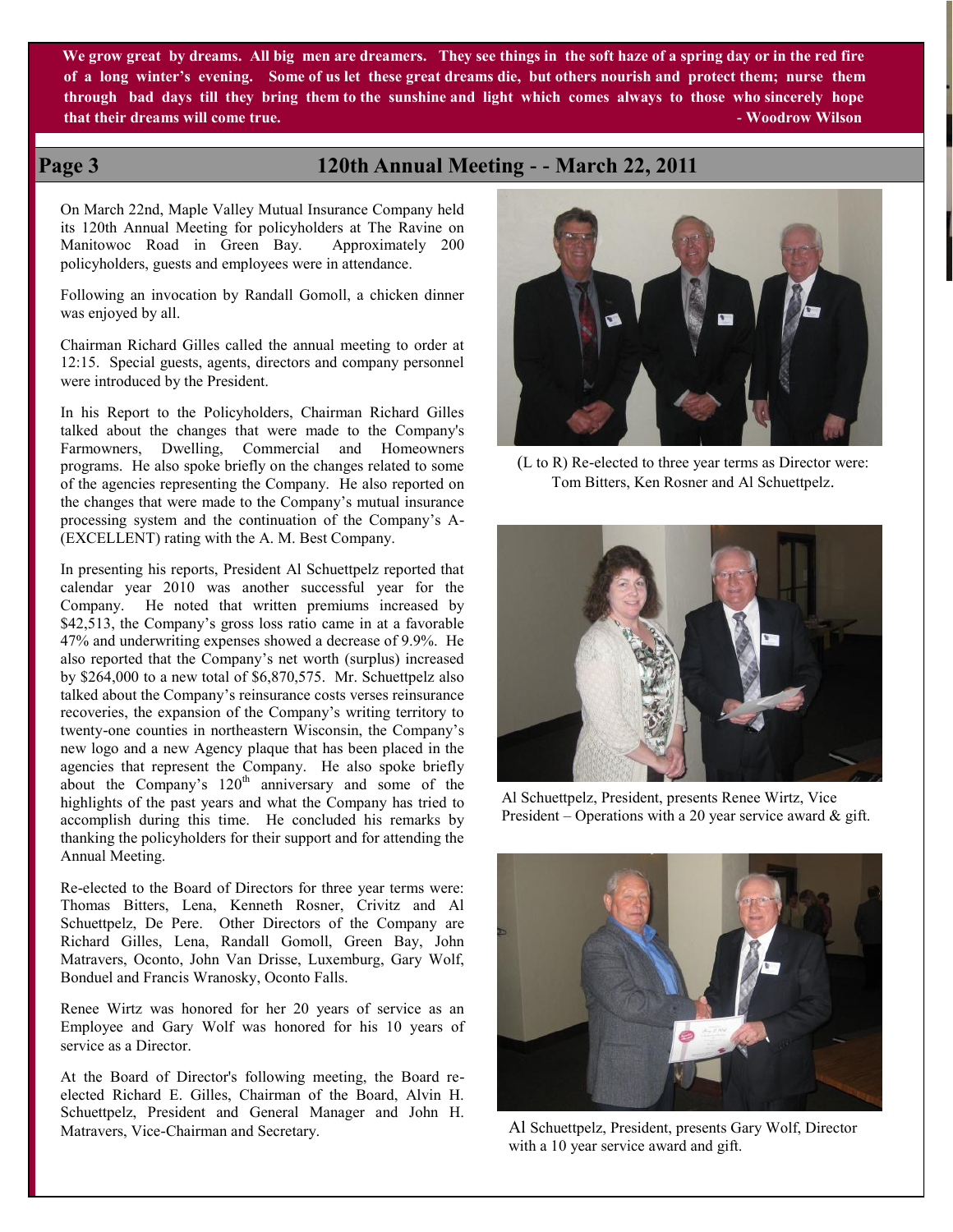**We grow great by dreams. All big men are dreamers. They see things in the soft haze of a spring day or in the red fire of a long winter's evening. Some of us let these great dreams die, but others nourish and protect them; nurse them through bad days till they bring them to the sunshine and light which comes always to those who sincerely hope that their dreams will come true. - Woodrow Wilson**

## 120th Annual Meeting - - March 22, 2011

On March 22nd, Maple Valley Mutual Insurance Company held its 120th Annual Meeting for policyholders at The Ravine on Manitowoc Road in Green Bay. Approximately 200 policyholders, guests and employees were in attendance.

Following an invocation by Randall Gomoll, a chicken dinner was enjoyed by all.

Chairman Richard Gilles called the annual meeting to order at 12:15. Special guests, agents, directors and company personnel were introduced by the President.

In his Report to the Policyholders, Chairman Richard Gilles talked about the changes that were made to the Company's Farmowners, Dwelling, Commercial and Homeowners programs. He also spoke briefly on the changes related to some of the agencies representing the Company. He also reported on the changes that were made to the Company's mutual insurance processing system and the continuation of the Company's A- (EXCELLENT) rating with the A. M. Best Company.

In presenting his reports, President Al Schuettpelz reported that calendar year 2010 was another successful year for the Company. He noted that written premiums increased by $42,513, the Company's gross loss ratio came in at a favorable 47% and underwriting expenses showed a decrease of 9.9%. He also reported that the Company's net worth (surplus) increased by $264,000 to a new total of $6,870,575. Mr. Schuettpelz also talked about the Company's reinsurance costs verses reinsurance recoveries, the expansion of the Company's writing territory to twenty-one counties in northeastern Wisconsin, the Company's new logo and a new Agency plaque that has been placed in the agencies that represent the Company. He also spoke briefly about the Company's 120th anniversary and some of the highlights of the past years and what the Company has tried to accomplish during this time. He concluded his remarks by thanking the policyholders for their support and for attending the Annual Meeting.

Re-elected to the Board of Directors for three year terms were: Thomas Bitters, Lena, Kenneth Rosner, Crivitz and Al Schuettpelz, De Pere. Other Directors of the Company are Richard Gilles, Lena, Randall Gomoll, Green Bay, John Matravers, Oconto, John Van Drisse, Luxemburg, Gary Wolf, Bonduel and Francis Wranosky, Oconto Falls.

Renee Wirtz was honored for her 20 years of service as an Employee and Gary Wolf was honored for his 10 years of service as a Director.

At the Board of Director's following meeting, the Board re-elected Richard E. Gilles, Chairman of the Board, Alvin H. Schuettpelz, President and General Manager and John H. Matravers, Vice-Chairman and Secretary.

(L to R) Re-elected to three year terms as Director were: Tom Bitters, Ken Rosner and Al Schuettpelz.

Al Schuettpelz, President, presents Renee Wirtz, Vice President – Operations with a 20 year service award & gift.

Al Schuettpelz, President, presents Gary Wolf, Director with a 10 year service award and gift.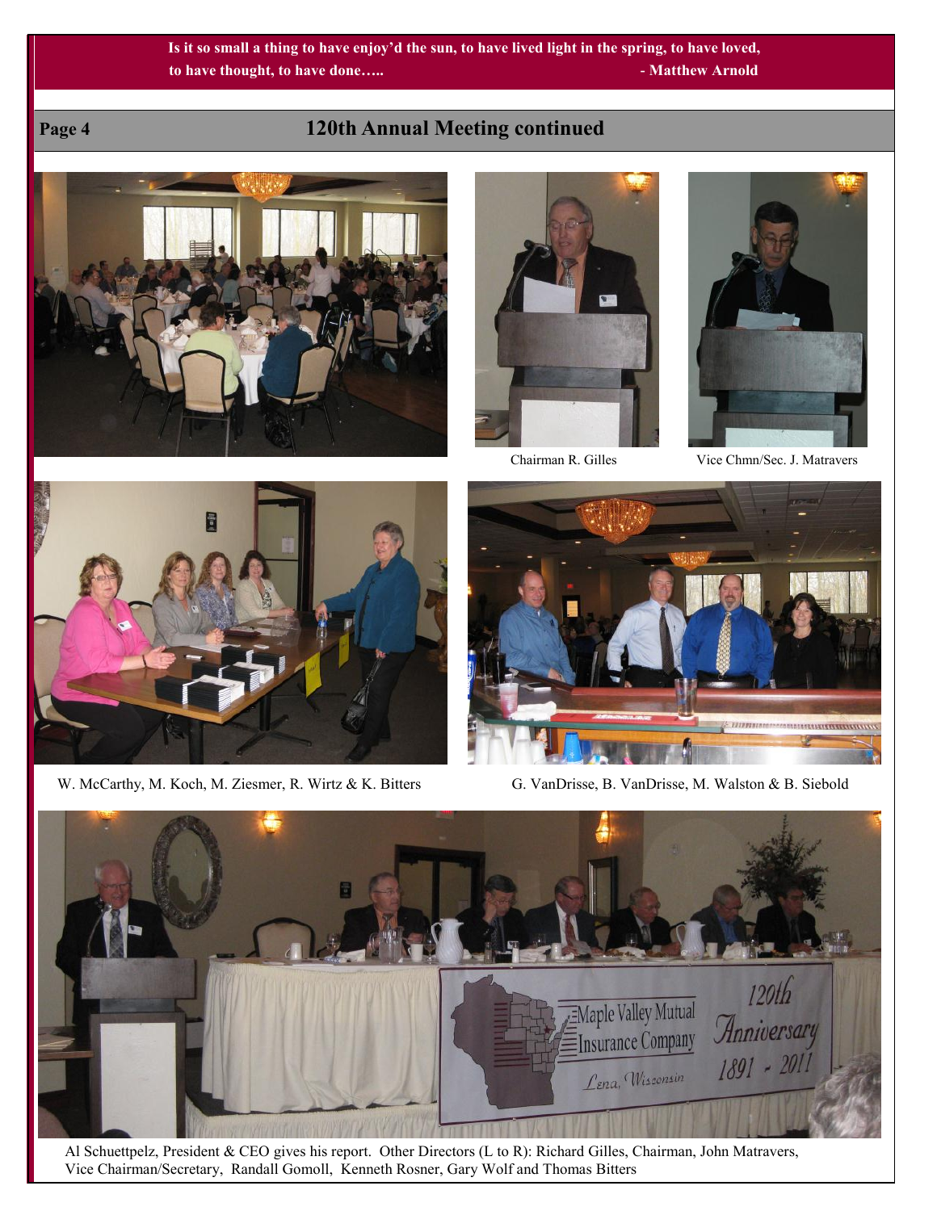**Is it so small a thing to have enjoy'd the sun, to have lived light in the spring, to have loved, to have thought, to have done….. - Matthew Arnold**

## 120th Annual Meeting continued

Chairman R. Gilles

Vice Chmn/Sec. J. Matravers

W. McCarthy, M. Koch, M. Ziesmer, R. Wirtz & K. Bitters

G. VanDrisse, B. VanDrisse, M. Walston & B. Siebold

Al Schuettpelz, President & CEO gives his report. Other Directors (L to R): Richard Gilles, Chairman, John Matravers, Vice Chairman/Secretary, Randall Gomoll, Kenneth Rosner, Gary Wolf and Thomas Bitters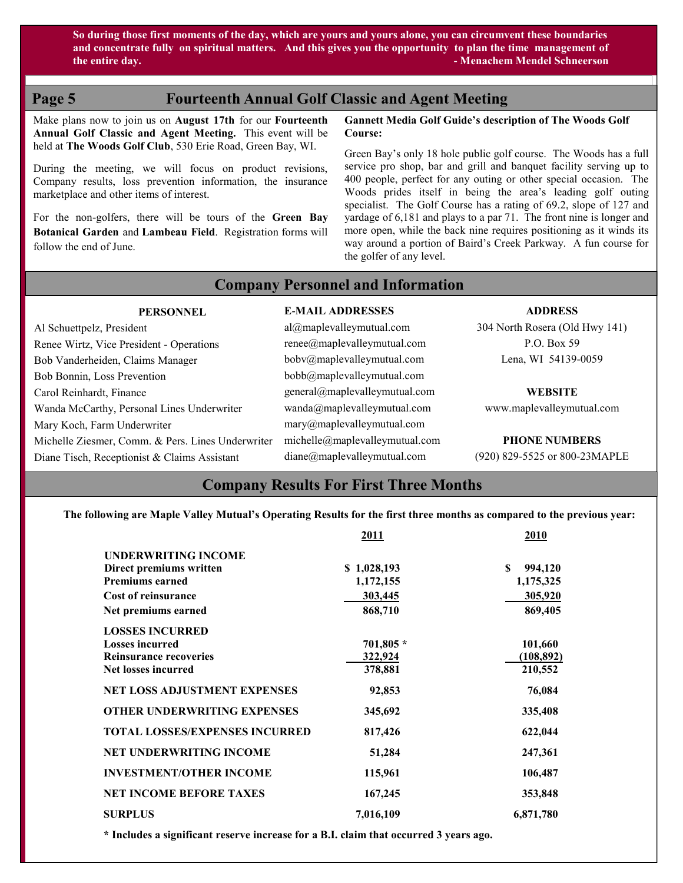**So during those first moments of the day, which are yours and yours alone, you can circumvent these boundaries and concentrate fully on spiritual matters. And this gives you the opportunity to plan the time management of the entire day.** **- Menachem Mendel Schneerson**

## Page 5 — Fourteenth Annual Golf Classic and Agent Meeting

Make plans now to join us on **August 17th** for our **Fourteenth Annual Golf Classic and Agent Meeting.** This event will be held at **The Woods Golf Club**, 530 Erie Road, Green Bay, WI.

During the meeting, we will focus on product revisions, Company results, loss prevention information, the insurance marketplace and other items of interest.

For the non-golfers, there will be tours of the **Green Bay Botanical Garden** and **Lambeau Field**. Registration forms will follow the end of June.

**Gannett Media Golf Guide's description of The Woods Golf Course:**

Green Bay's only 18 hole public golf course. The Woods has a full service pro shop, bar and grill and banquet facility serving up to 400 people, perfect for any outing or other special occasion. The Woods prides itself in being the area's leading golf outing specialist. The Golf Course has a rating of 69.2, slope of 127 and yardage of 6,181 and plays to a par 71. The front nine is longer and more open, while the back nine requires positioning as it winds its way around a portion of Baird's Creek Parkway. A fun course for the golfer of any level.

## Company Personnel and Information

| PERSONNEL | E-MAIL ADDRESSES |
|---|---|
| Al Schuettpelz, President | al@maplevalleymutual.com |
| Renee Wirtz, Vice President - Operations | renee@maplevalleymutual.com |
| Bob Vanderheiden, Claims Manager | bobv@maplevalleymutual.com |
| Bob Bonnin, Loss Prevention | bobb@maplevalleymutual.com |
| Carol Reinhardt, Finance | general@maplevalleymutual.com |
| Wanda McCarthy, Personal Lines Underwriter | wanda@maplevalleymutual.com |
| Mary Koch, Farm Underwriter | mary@maplevalleymutual.com |
| Michelle Ziesmer, Comm. & Pers. Lines Underwriter | michelle@maplevalleymutual.com |
| Diane Tisch, Receptionist & Claims Assistant | diane@maplevalleymutual.com |

**ADDRESS**
304 North Rosera (Old Hwy 141)
P.O. Box 59
Lena, WI 54139-0059

**WEBSITE**
www.maplevalleymutual.com

**PHONE NUMBERS**
(920) 829-5525 or 800-23MAPLE

## Company Results For First Three Months

**The following are Maple Valley Mutual's Operating Results for the first three months as compared to the previous year:**

| | 2011 | 2010 |
|---|---|---|
| **UNDERWRITING INCOME** | | |
| **Direct premiums written** | **$ 1,028,193** | **$ 994,120** |
| **Premiums earned** | **1,172,155** | **1,175,325** |
| **Cost of reinsurance** | **303,445** | **305,920** |
| **Net premiums earned** | **868,710** | **869,405** |
| **LOSSES INCURRED** | | |
| **Losses incurred** | **701,805 *** | **101,660** |
| **Reinsurance recoveries** | **322,924** | **(108,892)** |
| **Net losses incurred** | **378,881** | **210,552** |
| **NET LOSS ADJUSTMENT EXPENSES** | **92,853** | **76,084** |
| **OTHER UNDERWRITING EXPENSES** | **345,692** | **335,408** |
| **TOTAL LOSSES/EXPENSES INCURRED** | **817,426** | **622,044** |
| **NET UNDERWRITING INCOME** | **51,284** | **247,361** |
| **INVESTMENT/OTHER INCOME** | **115,961** | **106,487** |
| **NET INCOME BEFORE TAXES** | **167,245** | **353,848** |
| **SURPLUS** | **7,016,109** | **6,871,780** |

**\* Includes a significant reserve increase for a B.I. claim that occurred 3 years ago.**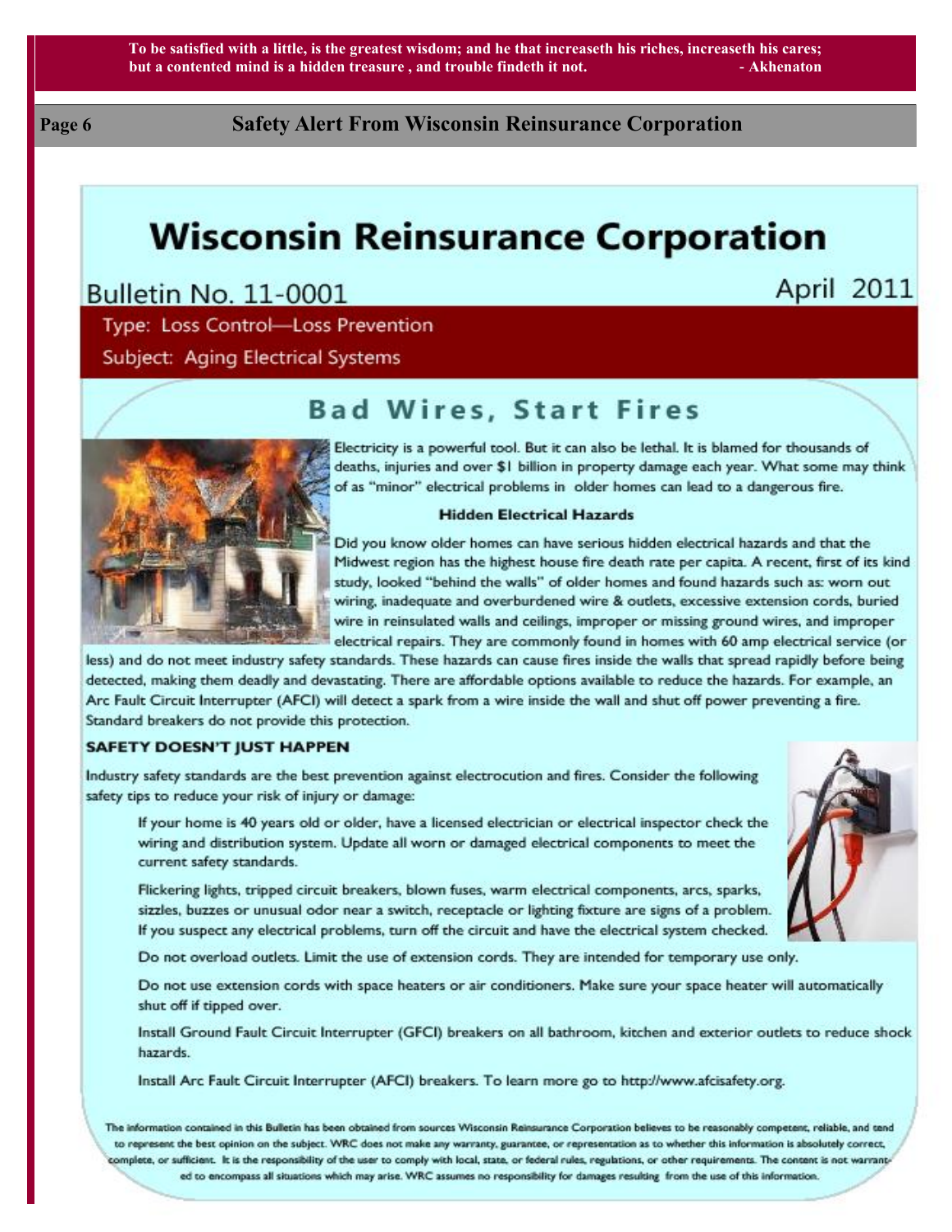**To be satisfied with a little, is the greatest wisdom; and he that increaseth his riches, increaseth his cares; but a contented mind is a hidden treasure , and trouble findeth it not. - Akhenaton**

## Safety Alert From Wisconsin Reinsurance Corporation

# Wisconsin Reinsurance Corporation

Bulletin No. 11-0001 April 2011

Type: Loss Control—Loss Prevention

Subject: Aging Electrical Systems

## Bad Wires, Start Fires

Electricity is a powerful tool. But it can also be lethal. It is blamed for thousands of deaths, injuries and over $1 billion in property damage each year. What some may think of as "minor" electrical problems in older homes can lead to a dangerous fire.

### Hidden Electrical Hazards

Did you know older homes can have serious hidden electrical hazards and that the Midwest region has the highest house fire death rate per capita. A recent, first of its kind study, looked "behind the walls" of older homes and found hazards such as: worn out wiring, inadequate and overburdened wire & outlets, excessive extension cords, buried wire in reinsulated walls and ceilings, improper or missing ground wires, and improper electrical repairs. They are commonly found in homes with 60 amp electrical service (or less) and do not meet industry safety standards. These hazards can cause fires inside the walls that spread rapidly before being detected, making them deadly and devastating. There are affordable options available to reduce the hazards. For example, an Arc Fault Circuit Interrupter (AFCI) will detect a spark from a wire inside the wall and shut off power preventing a fire. Standard breakers do not provide this protection.

### SAFETY DOESN'T JUST HAPPEN

Industry safety standards are the best prevention against electrocution and fires. Consider the following safety tips to reduce your risk of injury or damage:

If your home is 40 years old or older, have a licensed electrician or electrical inspector check the wiring and distribution system. Update all worn or damaged electrical components to meet the current safety standards.

Flickering lights, tripped circuit breakers, blown fuses, warm electrical components, arcs, sparks, sizzles, buzzes or unusual odor near a switch, receptacle or lighting fixture are signs of a problem. If you suspect any electrical problems, turn off the circuit and have the electrical system checked.

Do not overload outlets. Limit the use of extension cords. They are intended for temporary use only.

Do not use extension cords with space heaters or air conditioners. Make sure your space heater will automatically shut off if tipped over.

Install Ground Fault Circuit Interrupter (GFCI) breakers on all bathroom, kitchen and exterior outlets to reduce shock hazards.

Install Arc Fault Circuit Interrupter (AFCI) breakers. To learn more go to http://www.afcisafety.org.

The information contained in this Bulletin has been obtained from sources Wisconsin Reinsurance Corporation believes to be reasonably competent, reliable, and tend to represent the best opinion on the subject. WRC does not make any warranty, guarantee, or representation as to whether this information is absolutely correct, complete, or sufficient. It is the responsibility of the user to comply with local, state, or federal rules, regulations, or other requirements. The content is not warranted to encompass all situations which may arise. WRC assumes no responsibility for damages resulting from the use of this information.